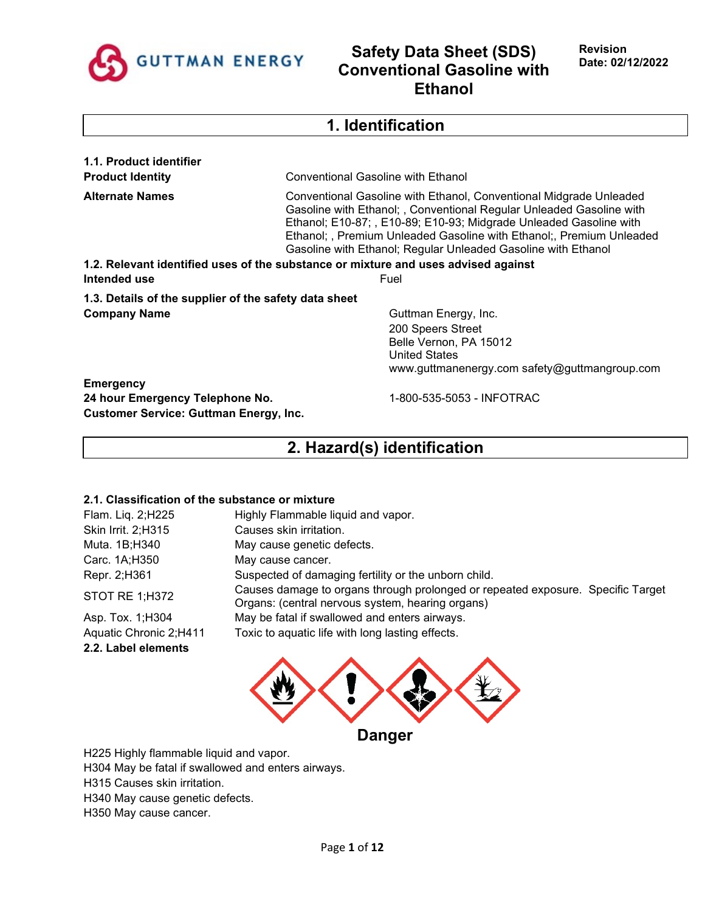# Safety Data Sheet (SDS) Conventional Gasoline with Ethanol

**Revision Date: 02/12/2022**

GUTTMAN ENERGY

## 1. Identification

### 1.1. Product identifier

| | |
|---|---|
| **Product Identity** | Conventional Gasoline with Ethanol |
| **Alternate Names** | Conventional Gasoline with Ethanol, Conventional Midgrade Unleaded Gasoline with Ethanol; , Conventional Regular Unleaded Gasoline with Ethanol; E10-87; , E10-89; E10-93; Midgrade Unleaded Gasoline with Ethanol; , Premium Unleaded Gasoline with Ethanol;, Premium Unleaded Gasoline with Ethanol; Regular Unleaded Gasoline with Ethanol |

### 1.2. Relevant identified uses of the substance or mixture and uses advised against

**Intended use** Fuel

### 1.3. Details of the supplier of the safety data sheet

**Company Name**

Guttman Energy, Inc.
200 Speers Street
Belle Vernon, PA 15012
United States
www.guttmanenergy.com safety@guttmangroup.com

**Emergency**
**24 hour Emergency Telephone No.** 1-800-535-5053 - INFOTRAC
**Customer Service: Guttman Energy, Inc.**

## 2. Hazard(s) identification

### 2.1. Classification of the substance or mixture

| | |
|---|---|
| Flam. Liq. 2;H225 | Highly Flammable liquid and vapor. |
| Skin Irrit. 2;H315 | Causes skin irritation. |
| Muta. 1B;H340 | May cause genetic defects. |
| Carc. 1A;H350 | May cause cancer. |
| Repr. 2;H361 | Suspected of damaging fertility or the unborn child. |
| STOT RE 1;H372 | Causes damage to organs through prolonged or repeated exposure. Specific Target Organs: (central nervous system, hearing organs) |
| Asp. Tox. 1;H304 | May be fatal if swallowed and enters airways. |
| Aquatic Chronic 2;H411 | Toxic to aquatic life with long lasting effects. |

### 2.2. Label elements

**Danger**

H225 Highly flammable liquid and vapor.
H304 May be fatal if swallowed and enters airways.
H315 Causes skin irritation.
H340 May cause genetic defects.
H350 May cause cancer.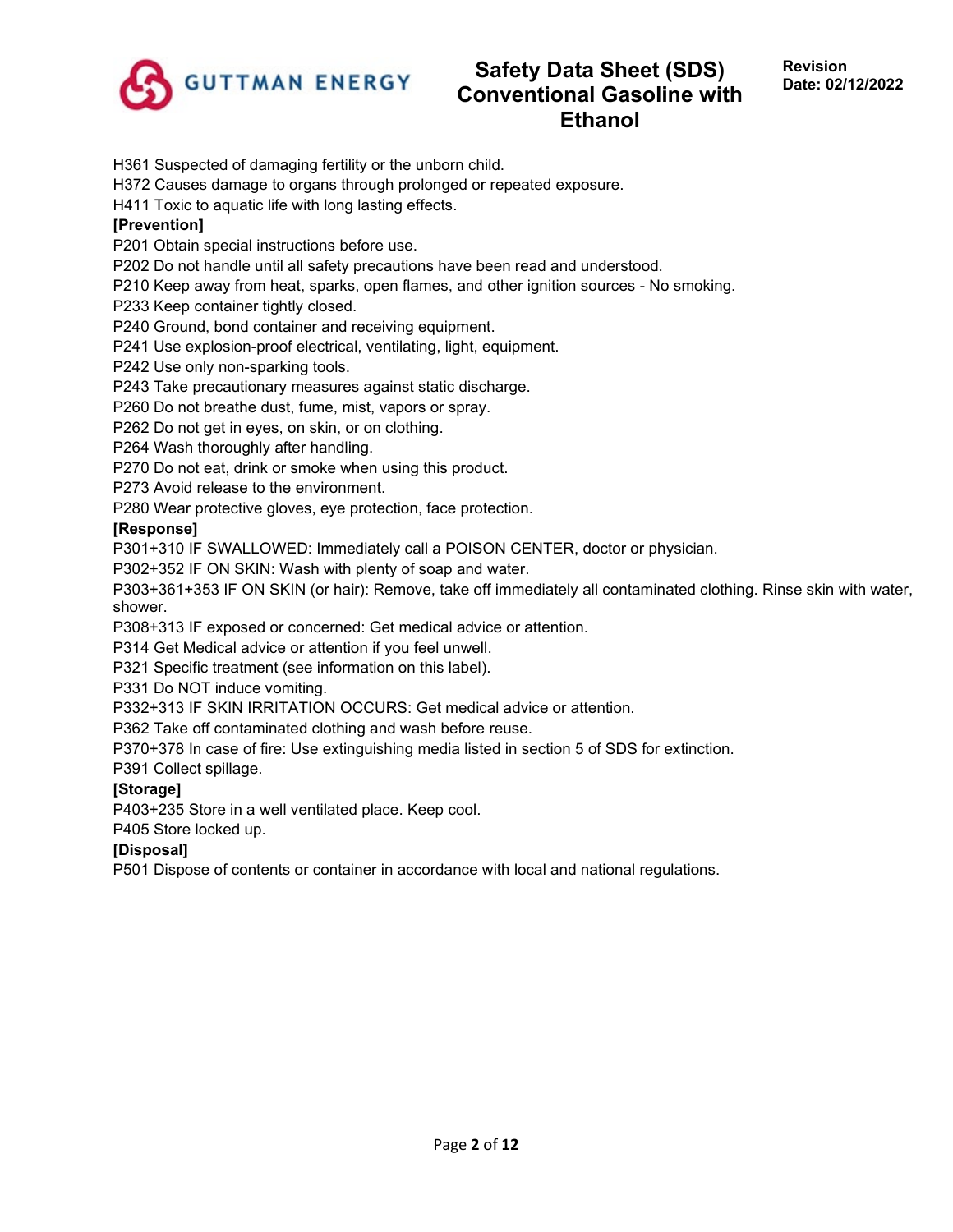H361 Suspected of damaging fertility or the unborn child.
H372 Causes damage to organs through prolonged or repeated exposure.
H411 Toxic to aquatic life with long lasting effects.

**[Prevention]**

P201 Obtain special instructions before use.
P202 Do not handle until all safety precautions have been read and understood.
P210 Keep away from heat, sparks, open flames, and other ignition sources - No smoking.
P233 Keep container tightly closed.
P240 Ground, bond container and receiving equipment.
P241 Use explosion-proof electrical, ventilating, light, equipment.
P242 Use only non-sparking tools.
P243 Take precautionary measures against static discharge.
P260 Do not breathe dust, fume, mist, vapors or spray.
P262 Do not get in eyes, on skin, or on clothing.
P264 Wash thoroughly after handling.
P270 Do not eat, drink or smoke when using this product.
P273 Avoid release to the environment.
P280 Wear protective gloves, eye protection, face protection.

**[Response]**

P301+310 IF SWALLOWED: Immediately call a POISON CENTER, doctor or physician.
P302+352 IF ON SKIN: Wash with plenty of soap and water.
P303+361+353 IF ON SKIN (or hair): Remove, take off immediately all contaminated clothing. Rinse skin with water, shower.
P308+313 IF exposed or concerned: Get medical advice or attention.
P314 Get Medical advice or attention if you feel unwell.
P321 Specific treatment (see information on this label).
P331 Do NOT induce vomiting.
P332+313 IF SKIN IRRITATION OCCURS: Get medical advice or attention.
P362 Take off contaminated clothing and wash before reuse.
P370+378 In case of fire: Use extinguishing media listed in section 5 of SDS for extinction.
P391 Collect spillage.

**[Storage]**

P403+235 Store in a well ventilated place. Keep cool.
P405 Store locked up.

**[Disposal]**

P501 Dispose of contents or container in accordance with local and national regulations.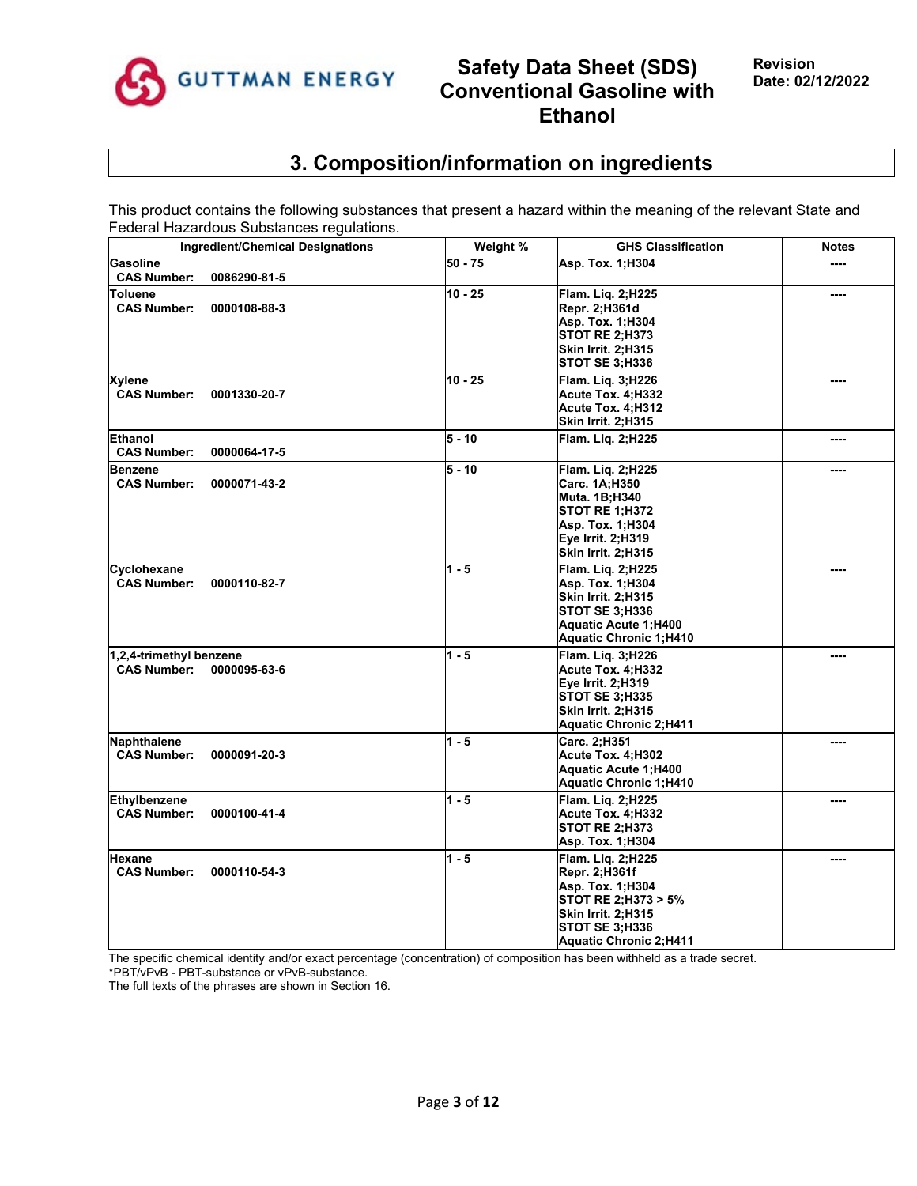## 3. Composition/information on ingredients

This product contains the following substances that present a hazard within the meaning of the relevant State and Federal Hazardous Substances regulations.

| Ingredient/Chemical Designations | Weight % | GHS Classification | Notes |
|---|---|---|---|
| **Gasoline**<br>**CAS Number: 0086290-81-5** | **50 - 75** | **Asp. Tox. 1;H304** | ---- |
| **Toluene**<br>**CAS Number: 0000108-88-3** | **10 - 25** | **Flam. Liq. 2;H225**<br>**Repr. 2;H361d**<br>**Asp. Tox. 1;H304**<br>**STOT RE 2;H373**<br>**Skin Irrit. 2;H315**<br>**STOT SE 3;H336** | ---- |
| **Xylene**<br>**CAS Number: 0001330-20-7** | **10 - 25** | **Flam. Liq. 3;H226**<br>**Acute Tox. 4;H332**<br>**Acute Tox. 4;H312**<br>**Skin Irrit. 2;H315** | ---- |
| **Ethanol**<br>**CAS Number: 0000064-17-5** | **5 - 10** | **Flam. Liq. 2;H225** | ---- |
| **Benzene**<br>**CAS Number: 0000071-43-2** | **5 - 10** | **Flam. Liq. 2;H225**<br>**Carc. 1A;H350**<br>**Muta. 1B;H340**<br>**STOT RE 1;H372**<br>**Asp. Tox. 1;H304**<br>**Eye Irrit. 2;H319**<br>**Skin Irrit. 2;H315** | ---- |
| **Cyclohexane**<br>**CAS Number: 0000110-82-7** | **1 - 5** | **Flam. Liq. 2;H225**<br>**Asp. Tox. 1;H304**<br>**Skin Irrit. 2;H315**<br>**STOT SE 3;H336**<br>**Aquatic Acute 1;H400**<br>**Aquatic Chronic 1;H410** | ---- |
| **1,2,4-trimethyl benzene**<br>**CAS Number: 0000095-63-6** | **1 - 5** | **Flam. Liq. 3;H226**<br>**Acute Tox. 4;H332**<br>**Eye Irrit. 2;H319**<br>**STOT SE 3;H335**<br>**Skin Irrit. 2;H315**<br>**Aquatic Chronic 2;H411** | ---- |
| **Naphthalene**<br>**CAS Number: 0000091-20-3** | **1 - 5** | **Carc. 2;H351**<br>**Acute Tox. 4;H302**<br>**Aquatic Acute 1;H400**<br>**Aquatic Chronic 1;H410** | ---- |
| **Ethylbenzene**<br>**CAS Number: 0000100-41-4** | **1 - 5** | **Flam. Liq. 2;H225**<br>**Acute Tox. 4;H332**<br>**STOT RE 2;H373**<br>**Asp. Tox. 1;H304** | ---- |
| **Hexane**<br>**CAS Number: 0000110-54-3** | **1 - 5** | **Flam. Liq. 2;H225**<br>**Repr. 2;H361f**<br>**Asp. Tox. 1;H304**<br>**STOT RE 2;H373 > 5%**<br>**Skin Irrit. 2;H315**<br>**STOT SE 3;H336**<br>**Aquatic Chronic 2;H411** | ---- |

The specific chemical identity and/or exact percentage (concentration) of composition has been withheld as a trade secret.
*PBT/vPvB - PBT-substance or vPvB-substance.
The full texts of the phrases are shown in Section 16.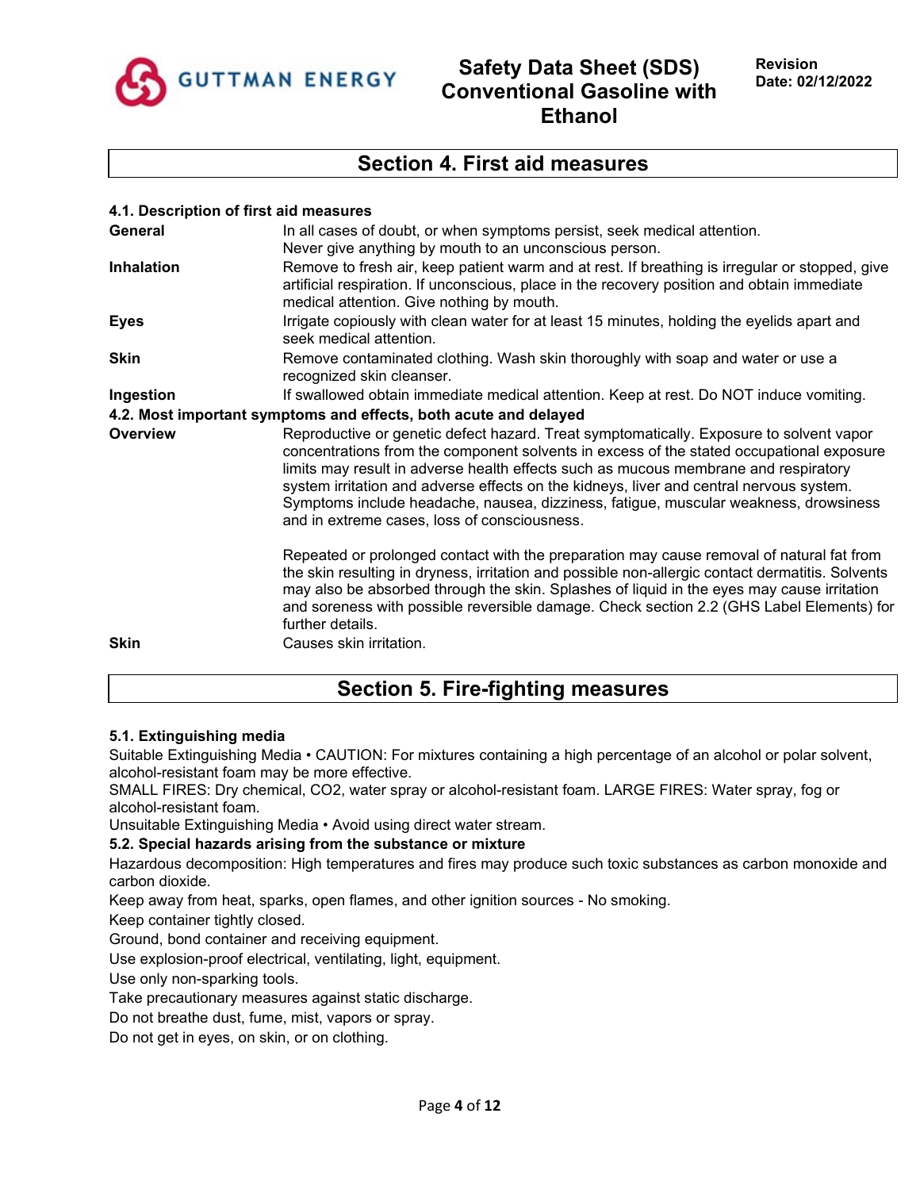## Section 4. First aid measures

### 4.1. Description of first aid measures

| | |
|---|---|
| **General** | In all cases of doubt, or when symptoms persist, seek medical attention. Never give anything by mouth to an unconscious person. |
| **Inhalation** | Remove to fresh air, keep patient warm and at rest. If breathing is irregular or stopped, give artificial respiration. If unconscious, place in the recovery position and obtain immediate medical attention. Give nothing by mouth. |
| **Eyes** | Irrigate copiously with clean water for at least 15 minutes, holding the eyelids apart and seek medical attention. |
| **Skin** | Remove contaminated clothing. Wash skin thoroughly with soap and water or use a recognized skin cleanser. |
| **Ingestion** | If swallowed obtain immediate medical attention. Keep at rest. Do NOT induce vomiting. |

### 4.2. Most important symptoms and effects, both acute and delayed

| | |
|---|---|
| **Overview** | Reproductive or genetic defect hazard. Treat symptomatically. Exposure to solvent vapor concentrations from the component solvents in excess of the stated occupational exposure limits may result in adverse health effects such as mucous membrane and respiratory system irritation and adverse effects on the kidneys, liver and central nervous system. Symptoms include headache, nausea, dizziness, fatigue, muscular weakness, drowsiness and in extreme cases, loss of consciousness.<br><br>Repeated or prolonged contact with the preparation may cause removal of natural fat from the skin resulting in dryness, irritation and possible non-allergic contact dermatitis. Solvents may also be absorbed through the skin. Splashes of liquid in the eyes may cause irritation and soreness with possible reversible damage. Check section 2.2 (GHS Label Elements) for further details. |
| **Skin** | Causes skin irritation. |

## Section 5. Fire-fighting measures

### 5.1. Extinguishing media

Suitable Extinguishing Media • CAUTION: For mixtures containing a high percentage of an alcohol or polar solvent, alcohol-resistant foam may be more effective.

SMALL FIRES: Dry chemical, $CO_2$, water spray or alcohol-resistant foam. LARGE FIRES: Water spray, fog or alcohol-resistant foam.

Unsuitable Extinguishing Media • Avoid using direct water stream.

### 5.2. Special hazards arising from the substance or mixture

Hazardous decomposition: High temperatures and fires may produce such toxic substances as carbon monoxide and carbon dioxide.

Keep away from heat, sparks, open flames, and other ignition sources - No smoking.

Keep container tightly closed.

Ground, bond container and receiving equipment.

Use explosion-proof electrical, ventilating, light, equipment.

Use only non-sparking tools.

Take precautionary measures against static discharge.

Do not breathe dust, fume, mist, vapors or spray.

Do not get in eyes, on skin, or on clothing.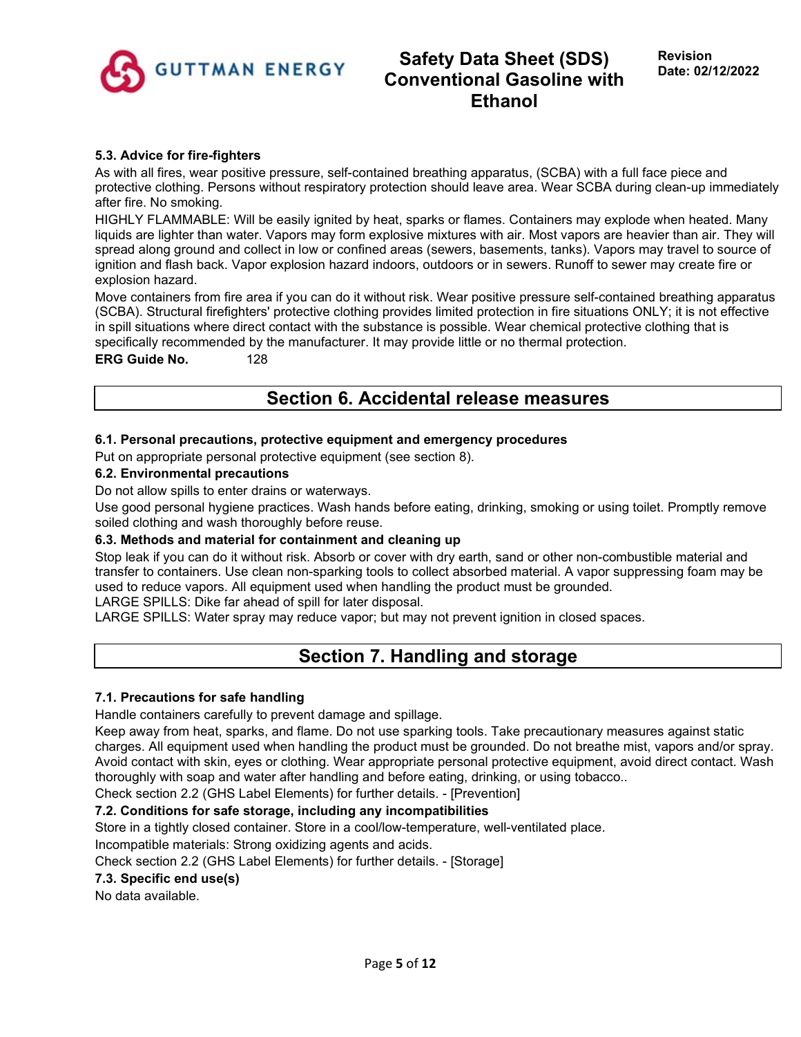### 5.3. Advice for fire-fighters

As with all fires, wear positive pressure, self-contained breathing apparatus, (SCBA) with a full face piece and protective clothing. Persons without respiratory protection should leave area. Wear SCBA during clean-up immediately after fire. No smoking.

HIGHLY FLAMMABLE: Will be easily ignited by heat, sparks or flames. Containers may explode when heated. Many liquids are lighter than water. Vapors may form explosive mixtures with air. Most vapors are heavier than air. They will spread along ground and collect in low or confined areas (sewers, basements, tanks). Vapors may travel to source of ignition and flash back. Vapor explosion hazard indoors, outdoors or in sewers. Runoff to sewer may create fire or explosion hazard.

Move containers from fire area if you can do it without risk. Wear positive pressure self-contained breathing apparatus (SCBA). Structural firefighters' protective clothing provides limited protection in fire situations ONLY; it is not effective in spill situations where direct contact with the substance is possible. Wear chemical protective clothing that is specifically recommended by the manufacturer. It may provide little or no thermal protection.

**ERG Guide No.** 128

## Section 6. Accidental release measures

### 6.1. Personal precautions, protective equipment and emergency procedures

Put on appropriate personal protective equipment (see section 8).

### 6.2. Environmental precautions

Do not allow spills to enter drains or waterways.

Use good personal hygiene practices. Wash hands before eating, drinking, smoking or using toilet. Promptly remove soiled clothing and wash thoroughly before reuse.

### 6.3. Methods and material for containment and cleaning up

Stop leak if you can do it without risk. Absorb or cover with dry earth, sand or other non-combustible material and transfer to containers. Use clean non-sparking tools to collect absorbed material. A vapor suppressing foam may be used to reduce vapors. All equipment used when handling the product must be grounded.

LARGE SPILLS: Dike far ahead of spill for later disposal.

LARGE SPILLS: Water spray may reduce vapor; but may not prevent ignition in closed spaces.

## Section 7. Handling and storage

### 7.1. Precautions for safe handling

Handle containers carefully to prevent damage and spillage.

Keep away from heat, sparks, and flame. Do not use sparking tools. Take precautionary measures against static charges. All equipment used when handling the product must be grounded. Do not breathe mist, vapors and/or spray. Avoid contact with skin, eyes or clothing. Wear appropriate personal protective equipment, avoid direct contact. Wash thoroughly with soap and water after handling and before eating, drinking, or using tobacco..

Check section 2.2 (GHS Label Elements) for further details. - [Prevention]

### 7.2. Conditions for safe storage, including any incompatibilities

Store in a tightly closed container. Store in a cool/low-temperature, well-ventilated place.

Incompatible materials: Strong oxidizing agents and acids.

Check section 2.2 (GHS Label Elements) for further details. - [Storage]

### 7.3. Specific end use(s)

No data available.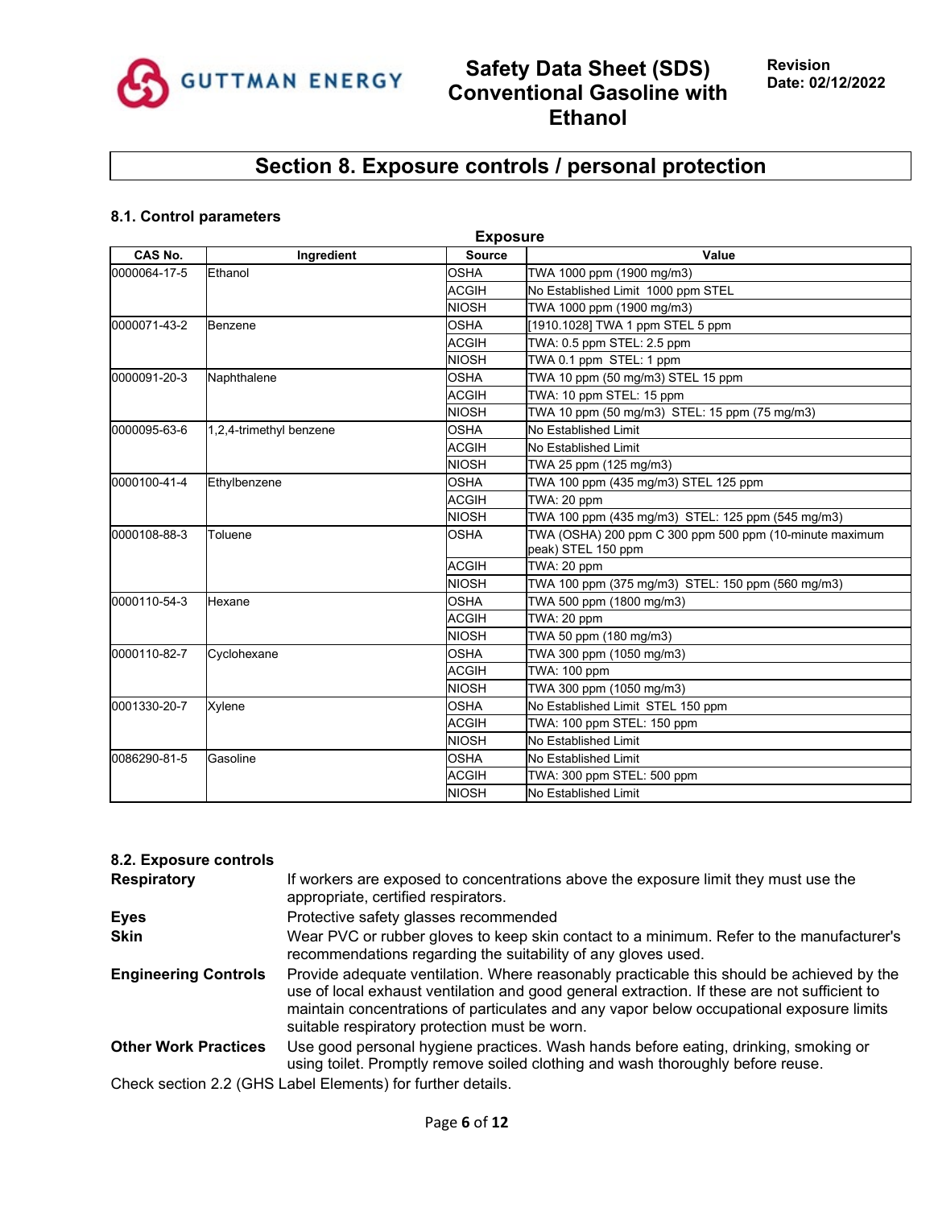## Section 8. Exposure controls / personal protection

### 8.1. Control parameters

**Exposure**

| CAS No. | Ingredient | Source | Value |
|---|---|---|---|
| 0000064-17-5 | Ethanol | OSHA | TWA 1000 ppm (1900 mg/m3) |
| | | ACGIH | No Established Limit 1000 ppm STEL |
| | | NIOSH | TWA 1000 ppm (1900 mg/m3) |
| 0000071-43-2 | Benzene | OSHA | [1910.1028] TWA 1 ppm STEL 5 ppm |
| | | ACGIH | TWA: 0.5 ppm STEL: 2.5 ppm |
| | | NIOSH | TWA 0.1 ppm STEL: 1 ppm |
| 0000091-20-3 | Naphthalene | OSHA | TWA 10 ppm (50 mg/m3) STEL 15 ppm |
| | | ACGIH | TWA: 10 ppm STEL: 15 ppm |
| | | NIOSH | TWA 10 ppm (50 mg/m3) STEL: 15 ppm (75 mg/m3) |
| 0000095-63-6 | 1,2,4-trimethyl benzene | OSHA | No Established Limit |
| | | ACGIH | No Established Limit |
| | | NIOSH | TWA 25 ppm (125 mg/m3) |
| 0000100-41-4 | Ethylbenzene | OSHA | TWA 100 ppm (435 mg/m3) STEL 125 ppm |
| | | ACGIH | TWA: 20 ppm |
| | | NIOSH | TWA 100 ppm (435 mg/m3) STEL: 125 ppm (545 mg/m3) |
| 0000108-88-3 | Toluene | OSHA | TWA (OSHA) 200 ppm C 300 ppm 500 ppm (10-minute maximum peak) STEL 150 ppm |
| | | ACGIH | TWA: 20 ppm |
| | | NIOSH | TWA 100 ppm (375 mg/m3) STEL: 150 ppm (560 mg/m3) |
| 0000110-54-3 | Hexane | OSHA | TWA 500 ppm (1800 mg/m3) |
| | | ACGIH | TWA: 20 ppm |
| | | NIOSH | TWA 50 ppm (180 mg/m3) |
| 0000110-82-7 | Cyclohexane | OSHA | TWA 300 ppm (1050 mg/m3) |
| | | ACGIH | TWA: 100 ppm |
| | | NIOSH | TWA 300 ppm (1050 mg/m3) |
| 0001330-20-7 | Xylene | OSHA | No Established Limit STEL 150 ppm |
| | | ACGIH | TWA: 100 ppm STEL: 150 ppm |
| | | NIOSH | No Established Limit |
| 0086290-81-5 | Gasoline | OSHA | No Established Limit |
| | | ACGIH | TWA: 300 ppm STEL: 500 ppm |
| | | NIOSH | No Established Limit |

### 8.2. Exposure controls

**Respiratory** If workers are exposed to concentrations above the exposure limit they must use the appropriate, certified respirators.

**Eyes** Protective safety glasses recommended

**Skin** Wear PVC or rubber gloves to keep skin contact to a minimum. Refer to the manufacturer's recommendations regarding the suitability of any gloves used.

**Engineering Controls** Provide adequate ventilation. Where reasonably practicable this should be achieved by the use of local exhaust ventilation and good general extraction. If these are not sufficient to maintain concentrations of particulates and any vapor below occupational exposure limits suitable respiratory protection must be worn.

**Other Work Practices** Use good personal hygiene practices. Wash hands before eating, drinking, smoking or using toilet. Promptly remove soiled clothing and wash thoroughly before reuse.

Check section 2.2 (GHS Label Elements) for further details.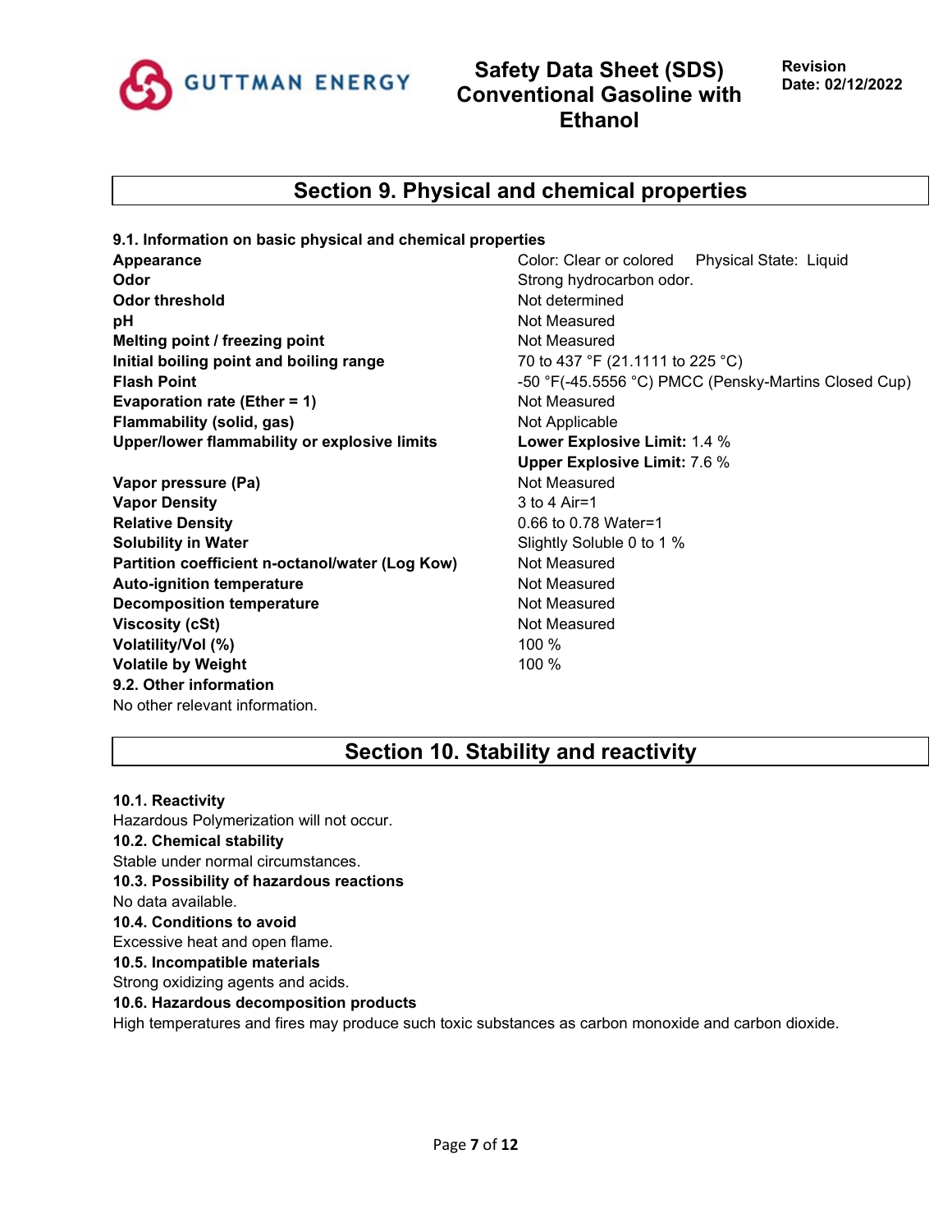## Section 9. Physical and chemical properties

**9.1. Information on basic physical and chemical properties**

| Property | Value |
|---|---|
| **Appearance** | Color: Clear or colored Physical State: Liquid |
| **Odor** | Strong hydrocarbon odor. |
| **Odor threshold** | Not determined |
| **pH** | Not Measured |
| **Melting point / freezing point** | Not Measured |
| **Initial boiling point and boiling range** | 70 to 437 °F (21.1111 to 225 °C) |
| **Flash Point** | -50 °F(-45.5556 °C) PMCC (Pensky-Martins Closed Cup) |
| **Evaporation rate (Ether = 1)** | Not Measured |
| **Flammability (solid, gas)** | Not Applicable |
| **Upper/lower flammability or explosive limits** | **Lower Explosive Limit:** 1.4 % **Upper Explosive Limit:** 7.6 % |
| **Vapor pressure (Pa)** | Not Measured |
| **Vapor Density** | 3 to 4 Air=1 |
| **Relative Density** | 0.66 to 0.78 Water=1 |
| **Solubility in Water** | Slightly Soluble 0 to 1 % |
| **Partition coefficient n-octanol/water (Log Kow)** | Not Measured |
| **Auto-ignition temperature** | Not Measured |
| **Decomposition temperature** | Not Measured |
| **Viscosity (cSt)** | Not Measured |
| **Volatility/Vol (%)** | 100 % |
| **Volatile by Weight** | 100 % |

**9.2. Other information**

No other relevant information.

## Section 10. Stability and reactivity

**10.1. Reactivity**

Hazardous Polymerization will not occur.

**10.2. Chemical stability**

Stable under normal circumstances.

**10.3. Possibility of hazardous reactions**

No data available.

**10.4. Conditions to avoid**

Excessive heat and open flame.

**10.5. Incompatible materials**

Strong oxidizing agents and acids.

**10.6. Hazardous decomposition products**

High temperatures and fires may produce such toxic substances as carbon monoxide and carbon dioxide.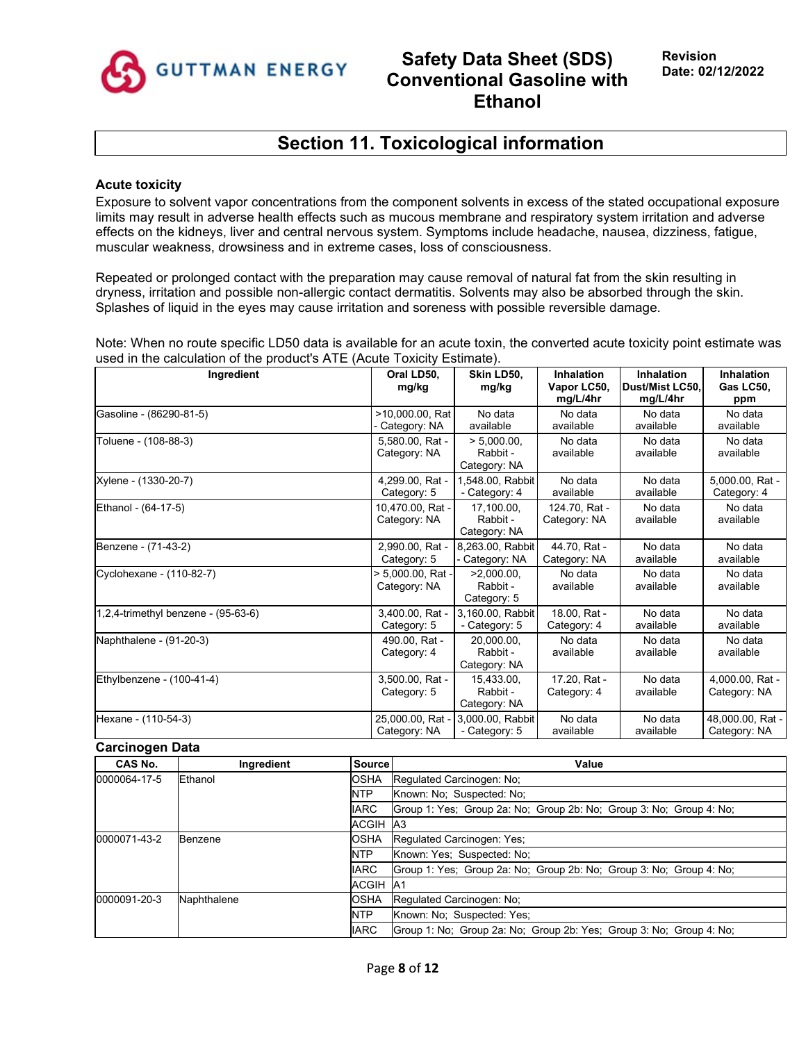## Section 11. Toxicological information

### Acute toxicity

Exposure to solvent vapor concentrations from the component solvents in excess of the stated occupational exposure limits may result in adverse health effects such as mucous membrane and respiratory system irritation and adverse effects on the kidneys, liver and central nervous system. Symptoms include headache, nausea, dizziness, fatigue, muscular weakness, drowsiness and in extreme cases, loss of consciousness.

Repeated or prolonged contact with the preparation may cause removal of natural fat from the skin resulting in dryness, irritation and possible non-allergic contact dermatitis. Solvents may also be absorbed through the skin. Splashes of liquid in the eyes may cause irritation and soreness with possible reversible damage.

Note: When no route specific LD50 data is available for an acute toxin, the converted acute toxicity point estimate was used in the calculation of the product's ATE (Acute Toxicity Estimate).

| Ingredient | Oral LD50, mg/kg | Skin LD50, mg/kg | Inhalation Vapor LC50, mg/L/4hr | Inhalation Dust/Mist LC50, mg/L/4hr | Inhalation Gas LC50, ppm |
|---|---|---|---|---|---|
| Gasoline - (86290-81-5) | >10,000.00, Rat - Category: NA | No data available | No data available | No data available | No data available |
| Toluene - (108-88-3) | 5,580.00, Rat - Category: NA | > 5,000.00, Rabbit - Category: NA | No data available | No data available | No data available |
| Xylene - (1330-20-7) | 4,299.00, Rat - Category: 5 | 1,548.00, Rabbit - Category: 4 | No data available | No data available | 5,000.00, Rat - Category: 4 |
| Ethanol - (64-17-5) | 10,470.00, Rat - Category: NA | 17,100.00, Rabbit - Category: NA | 124.70, Rat - Category: NA | No data available | No data available |
| Benzene - (71-43-2) | 2,990.00, Rat - Category: 5 | 8,263.00, Rabbit - Category: NA | 44.70, Rat - Category: NA | No data available | No data available |
| Cyclohexane - (110-82-7) | > 5,000.00, Rat - Category: NA | >2,000.00, Rabbit - Category: 5 | No data available | No data available | No data available |
| 1,2,4-trimethyl benzene - (95-63-6) | 3,400.00, Rat - Category: 5 | 3,160.00, Rabbit - Category: 5 | 18.00, Rat - Category: 4 | No data available | No data available |
| Naphthalene - (91-20-3) | 490.00, Rat - Category: 4 | 20,000.00, Rabbit - Category: NA | No data available | No data available | No data available |
| Ethylbenzene - (100-41-4) | 3,500.00, Rat - Category: 5 | 15,433.00, Rabbit - Category: NA | 17.20, Rat - Category: 4 | No data available | 4,000.00, Rat - Category: NA |
| Hexane - (110-54-3) | 25,000.00, Rat - Category: NA | 3,000.00, Rabbit - Category: 5 | No data available | No data available | 48,000.00, Rat - Category: NA |

### Carcinogen Data

| CAS No. | Ingredient | Source | Value |
|---|---|---|---|
| 0000064-17-5 | Ethanol | OSHA | Regulated Carcinogen: No; |
| | | NTP | Known: No; Suspected: No; |
| | | IARC | Group 1: Yes; Group 2a: No; Group 2b: No; Group 3: No; Group 4: No; |
| | | ACGIH | A3 |
| 0000071-43-2 | Benzene | OSHA | Regulated Carcinogen: Yes; |
| | | NTP | Known: Yes; Suspected: No; |
| | | IARC | Group 1: Yes; Group 2a: No; Group 2b: No; Group 3: No; Group 4: No; |
| | | ACGIH | A1 |
| 0000091-20-3 | Naphthalene | OSHA | Regulated Carcinogen: No; |
| | | NTP | Known: No; Suspected: Yes; |
| | | IARC | Group 1: No; Group 2a: No; Group 2b: Yes; Group 3: No; Group 4: No; |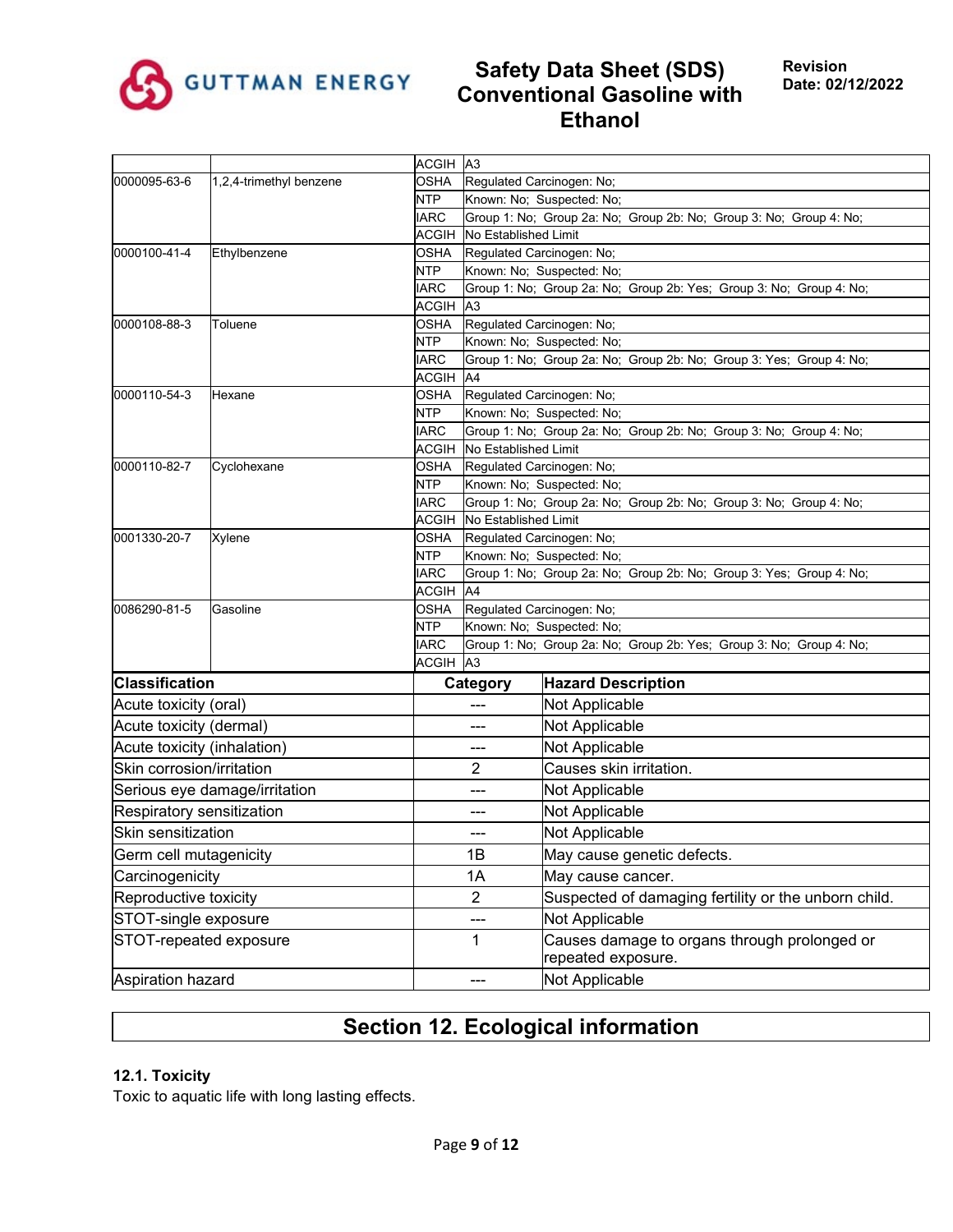| | | | |
|---|---|---|---|
| | | ACGIH | A3 |
| 0000095-63-6 | 1,2,4-trimethyl benzene | OSHA | Regulated Carcinogen: No; |
| | | NTP | Known: No; Suspected: No; |
| | | IARC | Group 1: No; Group 2a: No; Group 2b: No; Group 3: No; Group 4: No; |
| | | ACGIH | No Established Limit |
| 0000100-41-4 | Ethylbenzene | OSHA | Regulated Carcinogen: No; |
| | | NTP | Known: No; Suspected: No; |
| | | IARC | Group 1: No; Group 2a: No; Group 2b: Yes; Group 3: No; Group 4: No; |
| | | ACGIH | A3 |
| 0000108-88-3 | Toluene | OSHA | Regulated Carcinogen: No; |
| | | NTP | Known: No; Suspected: No; |
| | | IARC | Group 1: No; Group 2a: No; Group 2b: No; Group 3: Yes; Group 4: No; |
| | | ACGIH | A4 |
| 0000110-54-3 | Hexane | OSHA | Regulated Carcinogen: No; |
| | | NTP | Known: No; Suspected: No; |
| | | IARC | Group 1: No; Group 2a: No; Group 2b: No; Group 3: No; Group 4: No; |
| | | ACGIH | No Established Limit |
| 0000110-82-7 | Cyclohexane | OSHA | Regulated Carcinogen: No; |
| | | NTP | Known: No; Suspected: No; |
| | | IARC | Group 1: No; Group 2a: No; Group 2b: No; Group 3: No; Group 4: No; |
| | | ACGIH | No Established Limit |
| 0001330-20-7 | Xylene | OSHA | Regulated Carcinogen: No; |
| | | NTP | Known: No; Suspected: No; |
| | | IARC | Group 1: No; Group 2a: No; Group 2b: No; Group 3: Yes; Group 4: No; |
| | | ACGIH | A4 |
| 0086290-81-5 | Gasoline | OSHA | Regulated Carcinogen: No; |
| | | NTP | Known: No; Suspected: No; |
| | | IARC | Group 1: No; Group 2a: No; Group 2b: Yes; Group 3: No; Group 4: No; |
| | | ACGIH | A3 |

| Classification | Category | Hazard Description |
|---|---|---|
| Acute toxicity (oral) | --- | Not Applicable |
| Acute toxicity (dermal) | --- | Not Applicable |
| Acute toxicity (inhalation) | --- | Not Applicable |
| Skin corrosion/irritation | 2 | Causes skin irritation. |
| Serious eye damage/irritation | --- | Not Applicable |
| Respiratory sensitization | --- | Not Applicable |
| Skin sensitization | --- | Not Applicable |
| Germ cell mutagenicity | 1B | May cause genetic defects. |
| Carcinogenicity | 1A | May cause cancer. |
| Reproductive toxicity | 2 | Suspected of damaging fertility or the unborn child. |
| STOT-single exposure | --- | Not Applicable |
| STOT-repeated exposure | 1 | Causes damage to organs through prolonged or repeated exposure. |
| Aspiration hazard | --- | Not Applicable |

# Section 12. Ecological information

### 12.1. Toxicity

Toxic to aquatic life with long lasting effects.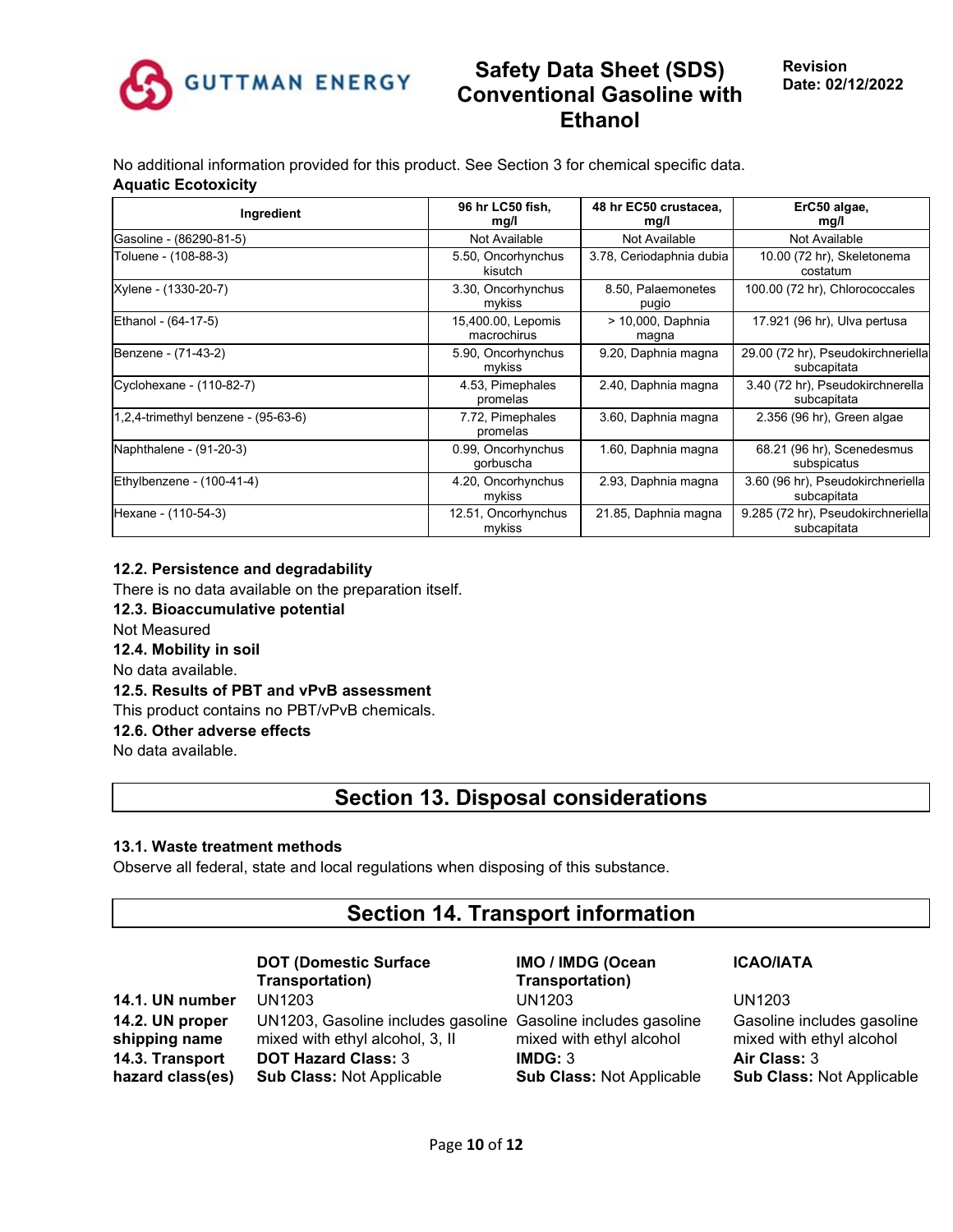No additional information provided for this product. See Section 3 for chemical specific data.

**Aquatic Ecotoxicity**

| Ingredient | 96 hr LC50 fish, mg/l | 48 hr EC50 crustacea, mg/l | ErC50 algae, mg/l |
|---|---|---|---|
| Gasoline - (86290-81-5) | Not Available | Not Available | Not Available |
| Toluene - (108-88-3) | 5.50, Oncorhynchus kisutch | 3.78, Ceriodaphnia dubia | 10.00 (72 hr), Skeletonema costatum |
| Xylene - (1330-20-7) | 3.30, Oncorhynchus mykiss | 8.50, Palaemonetes pugio | 100.00 (72 hr), Chlorococcales |
| Ethanol - (64-17-5) | 15,400.00, Lepomis macrochirus | > 10,000, Daphnia magna | 17.921 (96 hr), Ulva pertusa |
| Benzene - (71-43-2) | 5.90, Oncorhynchus mykiss | 9.20, Daphnia magna | 29.00 (72 hr), Pseudokirchneriella subcapitata |
| Cyclohexane - (110-82-7) | 4.53, Pimephales promelas | 2.40, Daphnia magna | 3.40 (72 hr), Pseudokirchnerella subcapitata |
| 1,2,4-trimethyl benzene - (95-63-6) | 7.72, Pimephales promelas | 3.60, Daphnia magna | 2.356 (96 hr), Green algae |
| Naphthalene - (91-20-3) | 0.99, Oncorhynchus gorbuscha | 1.60, Daphnia magna | 68.21 (96 hr), Scenedesmus subspicatus |
| Ethylbenzene - (100-41-4) | 4.20, Oncorhynchus mykiss | 2.93, Daphnia magna | 3.60 (96 hr), Pseudokirchneriella subcapitata |
| Hexane - (110-54-3) | 12.51, Oncorhynchus mykiss | 21.85, Daphnia magna | 9.285 (72 hr), Pseudokirchneriella subcapitata |

**12.2. Persistence and degradability**

There is no data available on the preparation itself.

**12.3. Bioaccumulative potential**

Not Measured

**12.4. Mobility in soil**

No data available.

**12.5. Results of PBT and vPvB assessment**

This product contains no PBT/vPvB chemicals.

**12.6. Other adverse effects**

No data available.

## Section 13. Disposal considerations

**13.1. Waste treatment methods**

Observe all federal, state and local regulations when disposing of this substance.

## Section 14. Transport information

| | DOT (Domestic Surface Transportation) | IMO / IMDG (Ocean Transportation) | ICAO/IATA |
|---|---|---|---|
| **14.1. UN number** | UN1203 | UN1203 | UN1203 |
| **14.2. UN proper shipping name** | UN1203, Gasoline includes gasoline mixed with ethyl alcohol, 3, II | Gasoline includes gasoline mixed with ethyl alcohol | Gasoline includes gasoline mixed with ethyl alcohol |
| **14.3. Transport hazard class(es)** | **DOT Hazard Class:** 3<br>**Sub Class:** Not Applicable | **IMDG:** 3<br>**Sub Class:** Not Applicable | **Air Class:** 3<br>**Sub Class:** Not Applicable |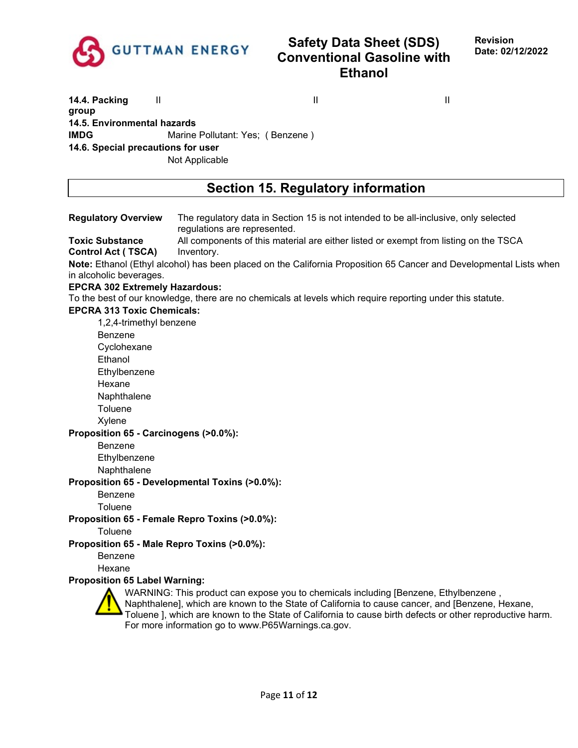| **14.4. Packing group** | II | II | II |
|---|---|---|---|

**14.5. Environmental hazards**

**IMDG** Marine Pollutant: Yes; ( Benzene )

**14.6. Special precautions for user**

Not Applicable

## Section 15. Regulatory information

**Regulatory Overview** The regulatory data in Section 15 is not intended to be all-inclusive, only selected regulations are represented.

**Toxic Substance Control Act ( TSCA)** All components of this material are either listed or exempt from listing on the TSCA Inventory.

**Note:** Ethanol (Ethyl alcohol) has been placed on the California Proposition 65 Cancer and Developmental Lists when in alcoholic beverages.

**EPCRA 302 Extremely Hazardous:**

To the best of our knowledge, there are no chemicals at levels which require reporting under this statute.

**EPCRA 313 Toxic Chemicals:**

- 1,2,4-trimethyl benzene
- Benzene
- Cyclohexane
- Ethanol
- Ethylbenzene
- Hexane
- Naphthalene
- Toluene
- Xylene

**Proposition 65 - Carcinogens (>0.0%):**

- Benzene
- Ethylbenzene
- Naphthalene

**Proposition 65 - Developmental Toxins (>0.0%):**

- Benzene
- Toluene

**Proposition 65 - Female Repro Toxins (>0.0%):**

- Toluene

**Proposition 65 - Male Repro Toxins (>0.0%):**

- Benzene
- Hexane

**Proposition 65 Label Warning:**

WARNING: This product can expose you to chemicals including [Benzene, Ethylbenzene , Naphthalene], which are known to the State of California to cause cancer, and [Benzene, Hexane, Toluene ], which are known to the State of California to cause birth defects or other reproductive harm. For more information go to www.P65Warnings.ca.gov.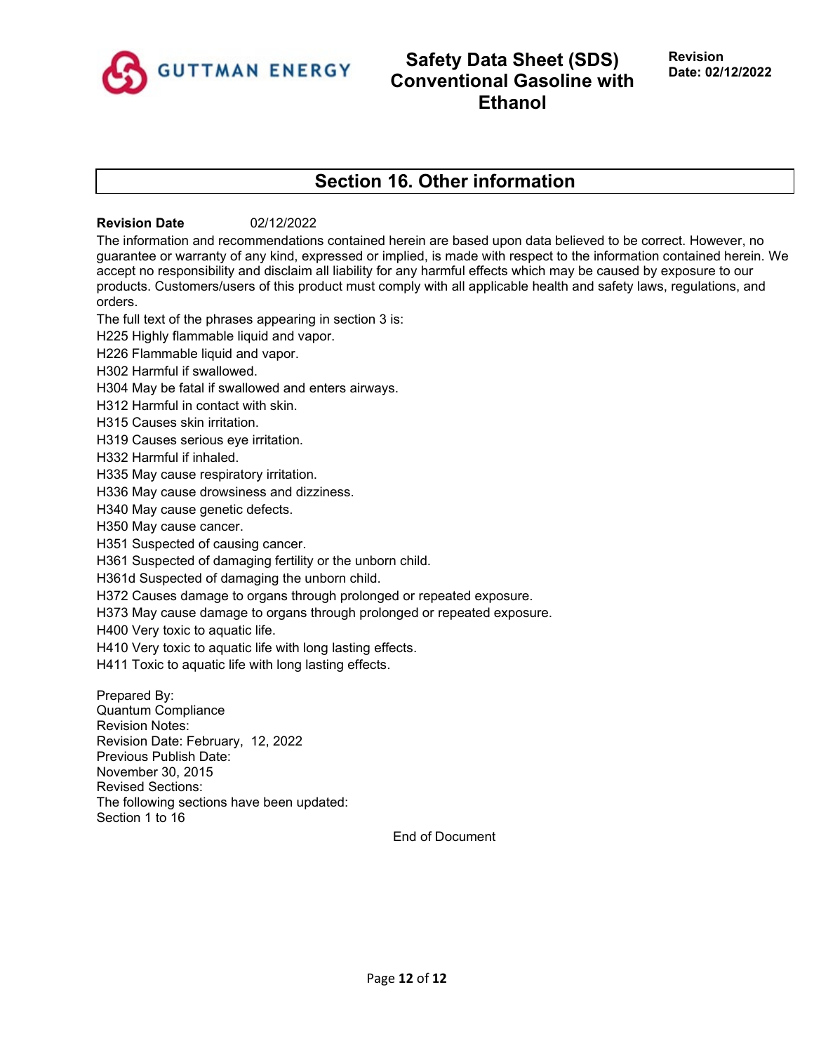## Section 16. Other information

**Revision Date** 02/12/2022

The information and recommendations contained herein are based upon data believed to be correct. However, no guarantee or warranty of any kind, expressed or implied, is made with respect to the information contained herein. We accept no responsibility and disclaim all liability for any harmful effects which may be caused by exposure to our products. Customers/users of this product must comply with all applicable health and safety laws, regulations, and orders.

The full text of the phrases appearing in section 3 is:

H225 Highly flammable liquid and vapor.
H226 Flammable liquid and vapor.
H302 Harmful if swallowed.
H304 May be fatal if swallowed and enters airways.
H312 Harmful in contact with skin.
H315 Causes skin irritation.
H319 Causes serious eye irritation.
H332 Harmful if inhaled.
H335 May cause respiratory irritation.
H336 May cause drowsiness and dizziness.
H340 May cause genetic defects.
H350 May cause cancer.
H351 Suspected of causing cancer.
H361 Suspected of damaging fertility or the unborn child.
H361d Suspected of damaging the unborn child.
H372 Causes damage to organs through prolonged or repeated exposure.
H373 May cause damage to organs through prolonged or repeated exposure.
H400 Very toxic to aquatic life.
H410 Very toxic to aquatic life with long lasting effects.
H411 Toxic to aquatic life with long lasting effects.

Prepared By:
Quantum Compliance
Revision Notes:
Revision Date: February, 12, 2022
Previous Publish Date:
November 30, 2015
Revised Sections:
The following sections have been updated:
Section 1 to 16

End of Document